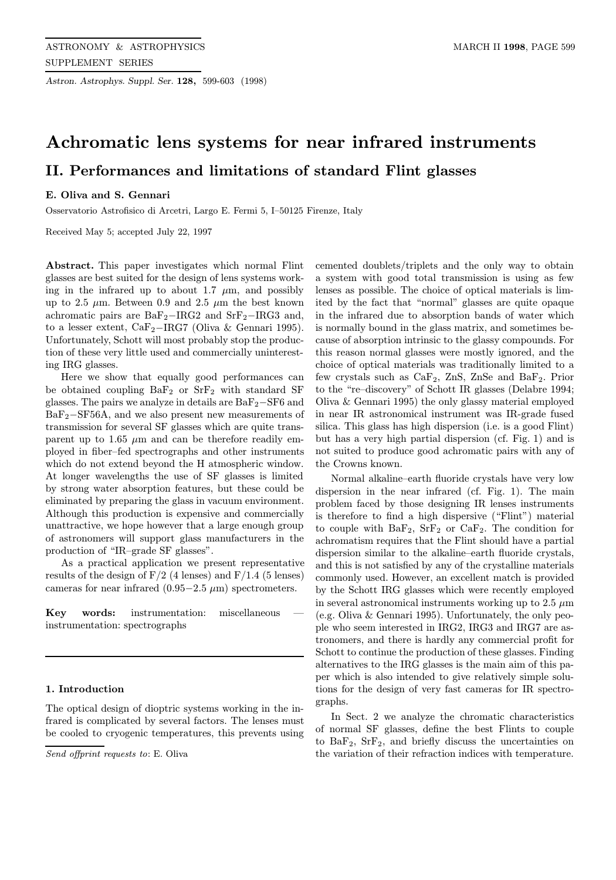# Achromatic lens systems for near infrared instruments

## II. Performances and limitations of standard Flint glasses

**E. Oliva and S. Gennari**

Osservatorio Astrofisico di Arcetri, Largo E. Fermi 5, I–50125 Firenze, Italy

Received May 5; accepted July 22, 1997

**Abstract.** This paper investigates which normal Flint glasses are best suited for the design of lens systems working in the infrared up to about 1.7 $\mu$m, and possibly up to 2.5 $\mu$m. Between 0.9 and 2.5 $\mu$m the best known achromatic pairs are $BaF_2$−IRG2 and $SrF_2$−IRG3 and, to a lesser extent, $CaF_2$−IRG7 (Oliva & Gennari 1995). Unfortunately, Schott will most probably stop the production of these very little used and commercially uninteresting IRG glasses.

Here we show that equally good performances can be obtained coupling $BaF_2$ or $SrF_2$ with standard SF glasses. The pairs we analyze in details are $BaF_2$−SF6 and $BaF_2$−SF56A, and we also present new measurements of transmission for several SF glasses which are quite transparent up to 1.65 $\mu$m and can be therefore readily employed in fiber–fed spectrographs and other instruments which do not extend beyond the H atmospheric window. At longer wavelengths the use of SF glasses is limited by strong water absorption features, but these could be eliminated by preparing the glass in vacuum environment. Although this production is expensive and commercially unattractive, we hope however that a large enough group of astronomers will support glass manufacturers in the production of "IR–grade SF glasses".

As a practical application we present representative results of the design of F/2 (4 lenses) and F/1.4 (5 lenses) cameras for near infrared (0.95−2.5 $\mu$m) spectrometers.

**Key words:** instrumentation: miscellaneous — instrumentation: spectrographs

### 1. Introduction

The optical design of dioptric systems working in the infrared is complicated by several factors. The lenses must be cooled to cryogenic temperatures, this prevents using cemented doublets/triplets and the only way to obtain a system with good total transmission is using as few lenses as possible. The choice of optical materials is limited by the fact that "normal" glasses are quite opaque in the infrared due to absorption bands of water which is normally bound in the glass matrix, and sometimes because of absorption intrinsic to the glassy compounds. For this reason normal glasses were mostly ignored, and the choice of optical materials was traditionally limited to a few crystals such as $CaF_2$, ZnS, ZnSe and $BaF_2$. Prior to the "re–discovery" of Schott IR glasses (Delabre 1994; Oliva & Gennari 1995) the only glassy material employed in near IR astronomical instrument was IR-grade fused silica. This glass has high dispersion (i.e. is a good Flint) but has a very high partial dispersion (cf. Fig. 1) and is not suited to produce good achromatic pairs with any of the Crowns known.

Normal alkaline–earth fluoride crystals have very low dispersion in the near infrared (cf. Fig. 1). The main problem faced by those designing IR lenses instruments is therefore to find a high dispersive ("Flint") material to couple with $BaF_2$, $SrF_2$ or $CaF_2$. The condition for achromatism requires that the Flint should have a partial dispersion similar to the alkaline–earth fluoride crystals, and this is not satisfied by any of the crystalline materials commonly used. However, an excellent match is provided by the Schott IRG glasses which were recently employed in several astronomical instruments working up to 2.5 $\mu$m (e.g. Oliva & Gennari 1995). Unfortunately, the only people who seem interested in IRG2, IRG3 and IRG7 are astronomers, and there is hardly any commercial profit for Schott to continue the production of these glasses. Finding alternatives to the IRG glasses is the main aim of this paper which is also intended to give relatively simple solutions for the design of very fast cameras for IR spectrographs.

In Sect. 2 we analyze the chromatic characteristics of normal SF glasses, define the best Flints to couple to $BaF_2$, $SrF_2$, and briefly discuss the uncertainties on the variation of their refraction indices with temperature.

*Send offprint requests to*: E. Oliva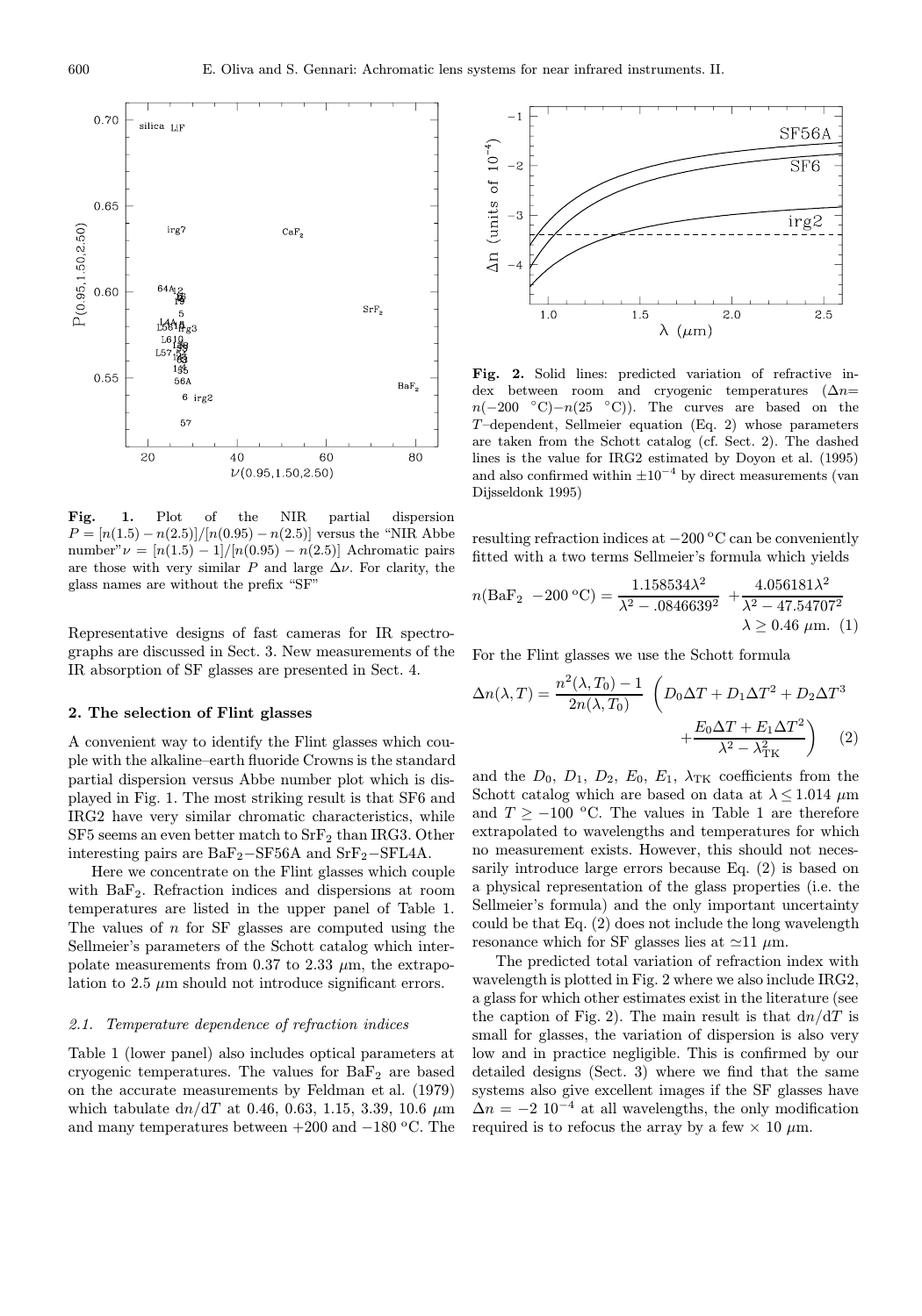**Fig. 1.** Plot of the NIR partial dispersion $P = [n(1.5) - n(2.5)]/[n(0.95) - n(2.5)]$ versus the "NIR Abbe number" $\nu = [n(1.5) - 1]/[n(0.95) - n(2.5)]$ Achromatic pairs are those with very similar $P$ and large $\Delta\nu$. For clarity, the glass names are without the prefix "SF"

**Fig. 2.** Solid lines: predicted variation of refractive index between room and cryogenic temperatures ($\Delta n = n(-200\ ^\circ\mathrm{C}) - n(25\ ^\circ\mathrm{C})$). The curves are based on the $T$–dependent, Sellmeier equation (Eq. 2) whose parameters are taken from the Schott catalog (cf. Sect. 2). The dashed lines is the value for IRG2 estimated by Doyon et al. (1995) and also confirmed within $\pm 10^{-4}$ by direct measurements (van Dijsseldonk 1995)

Representative designs of fast cameras for IR spectrographs are discussed in Sect. 3. New measurements of the IR absorption of SF glasses are presented in Sect. 4.

## 2. The selection of Flint glasses

A convenient way to identify the Flint glasses which couple with the alkaline–earth fluoride Crowns is the standard partial dispersion versus Abbe number plot which is displayed in Fig. 1. The most striking result is that SF6 and IRG2 have very similar chromatic characteristics, while SF5 seems an even better match to $SrF_2$ than IRG3. Other interesting pairs are $BaF_2$–SF56A and $SrF_2$–SFL4A.

Here we concentrate on the Flint glasses which couple with $BaF_2$. Refraction indices and dispersions at room temperatures are listed in the upper panel of Table 1. The values of $n$ for SF glasses are computed using the Sellmeier's parameters of the Schott catalog which interpolate measurements from 0.37 to 2.33 $\mu$m, the extrapolation to 2.5 $\mu$m should not introduce significant errors.

### 2.1. Temperature dependence of refraction indices

Table 1 (lower panel) also includes optical parameters at cryogenic temperatures. The values for $BaF_2$ are based on the accurate measurements by Feldman et al. (1979) which tabulate $\mathrm{d}n/\mathrm{d}T$ at 0.46, 0.63, 1.15, 3.39, 10.6 $\mu$m and many temperatures between +200 and −180 °C. The resulting refraction indices at −200 °C can be conveniently fitted with a two terms Sellmeier's formula which yields

$$n(\mathrm{BaF_2}\ -200\ ^\circ\mathrm{C}) = \frac{1.158534\lambda^2}{\lambda^2 - .0846639^2} + \frac{4.056181\lambda^2}{\lambda^2 - 47.54707^2} \quad \lambda \geq 0.46\ \mu\mathrm{m}. \quad (1)$$

For the Flint glasses we use the Schott formula

$$\Delta n(\lambda, T) = \frac{n^2(\lambda, T_0) - 1}{2n(\lambda, T_0)} \left( D_0 \Delta T + D_1 \Delta T^2 + D_2 \Delta T^3 + \frac{E_0 \Delta T + E_1 \Delta T^2}{\lambda^2 - \lambda_{\mathrm{TK}}^2} \right) \quad (2)$$

and the $D_0$, $D_1$, $D_2$, $E_0$, $E_1$, $\lambda_{\mathrm{TK}}$ coefficients from the Schott catalog which are based on data at $\lambda \leq 1.014\ \mu$m and $T \geq -100$ °C. The values in Table 1 are therefore extrapolated to wavelengths and temperatures for which no measurement exists. However, this should not necessarily introduce large errors because Eq. (2) is based on a physical representation of the glass properties (i.e. the Sellmeier's formula) and the only important uncertainty could be that Eq. (2) does not include the long wavelength resonance which for SF glasses lies at $\simeq 11\ \mu$m.

The predicted total variation of refraction index with wavelength is plotted in Fig. 2 where we also include IRG2, a glass for which other estimates exist in the literature (see the caption of Fig. 2). The main result is that $\mathrm{d}n/\mathrm{d}T$ is small for glasses, the variation of dispersion is also very low and in practice negligible. This is confirmed by our detailed designs (Sect. 3) where we find that the same systems also give excellent images if the SF glasses have $\Delta n = -2\ 10^{-4}$ at all wavelengths, the only modification required is to refocus the array by a few × 10 $\mu$m.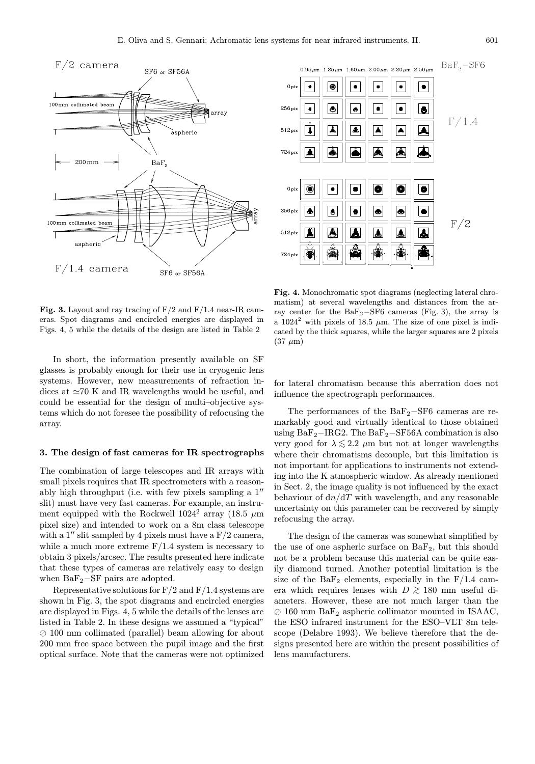**Fig. 3.** Layout and ray tracing of F/2 and F/1.4 near-IR cameras. Spot diagrams and encircled energies are displayed in Figs. 4, 5 while the details of the design are listed in Table 2

**Fig. 4.** Monochromatic spot diagrams (neglecting lateral chromatism) at several wavelengths and distances from the array center for the $BaF_2$−SF6 cameras (Fig. 3), the array is a $1024^2$ with pixels of 18.5 $\mu$m. The size of one pixel is indicated by the thick squares, while the larger squares are 2 pixels (37 $\mu$m)

In short, the information presently available on SF glasses is probably enough for their use in cryogenic lens systems. However, new measurements of refraction indices at ≃70 K and IR wavelengths would be useful, and could be essential for the design of multi–objective systems which do not foresee the possibility of refocusing the array.

## 3. The design of fast cameras for IR spectrographs

The combination of large telescopes and IR arrays with small pixels requires that IR spectrometers with a reasonably high throughput (i.e. with few pixels sampling a 1″ slit) must have very fast cameras. For example, an instrument equipped with the Rockwell $1024^2$ array (18.5 $\mu$m pixel size) and intended to work on a 8m class telescope with a 1″ slit sampled by 4 pixels must have a F/2 camera, while a much more extreme F/1.4 system is necessary to obtain 3 pixels/arcsec. The results presented here indicate that these types of cameras are relatively easy to design when $BaF_2$−SF pairs are adopted.

Representative solutions for F/2 and F/1.4 systems are shown in Fig. 3, the spot diagrams and encircled energies are displayed in Figs. 4, 5 while the details of the lenses are listed in Table 2. In these designs we assumed a "typical" ⊘ 100 mm collimated (parallel) beam allowing for about 200 mm free space between the pupil image and the first optical surface. Note that the cameras were not optimized for lateral chromatism because this aberration does not influence the spectrograph performances.

The performances of the $BaF_2$−SF6 cameras are remarkably good and virtually identical to those obtained using $BaF_2$−IRG2. The $BaF_2$−SF56A combination is also very good for $\lambda \lesssim 2.2$ $\mu$m but not at longer wavelengths where their chromatisms decouple, but this limitation is not important for applications to instruments not extending into the K atmospheric window. As already mentioned in Sect. 2, the image quality is not influenced by the exact behaviour of $dn/dT$ with wavelength, and any reasonable uncertainty on this parameter can be recovered by simply refocusing the array.

The design of the cameras was somewhat simplified by the use of one aspheric surface on $BaF_2$, but this should not be a problem because this material can be quite easily diamond turned. Another potential limitation is the size of the $BaF_2$ elements, especially in the F/1.4 camera which requires lenses with $D \gtrsim 180$ mm useful diameters. However, these are not much larger than the ⊘ 160 mm $BaF_2$ aspheric collimator mounted in ISAAC, the ESO infrared instrument for the ESO–VLT 8m telescope (Delabre 1993). We believe therefore that the designs presented here are within the present possibilities of lens manufacturers.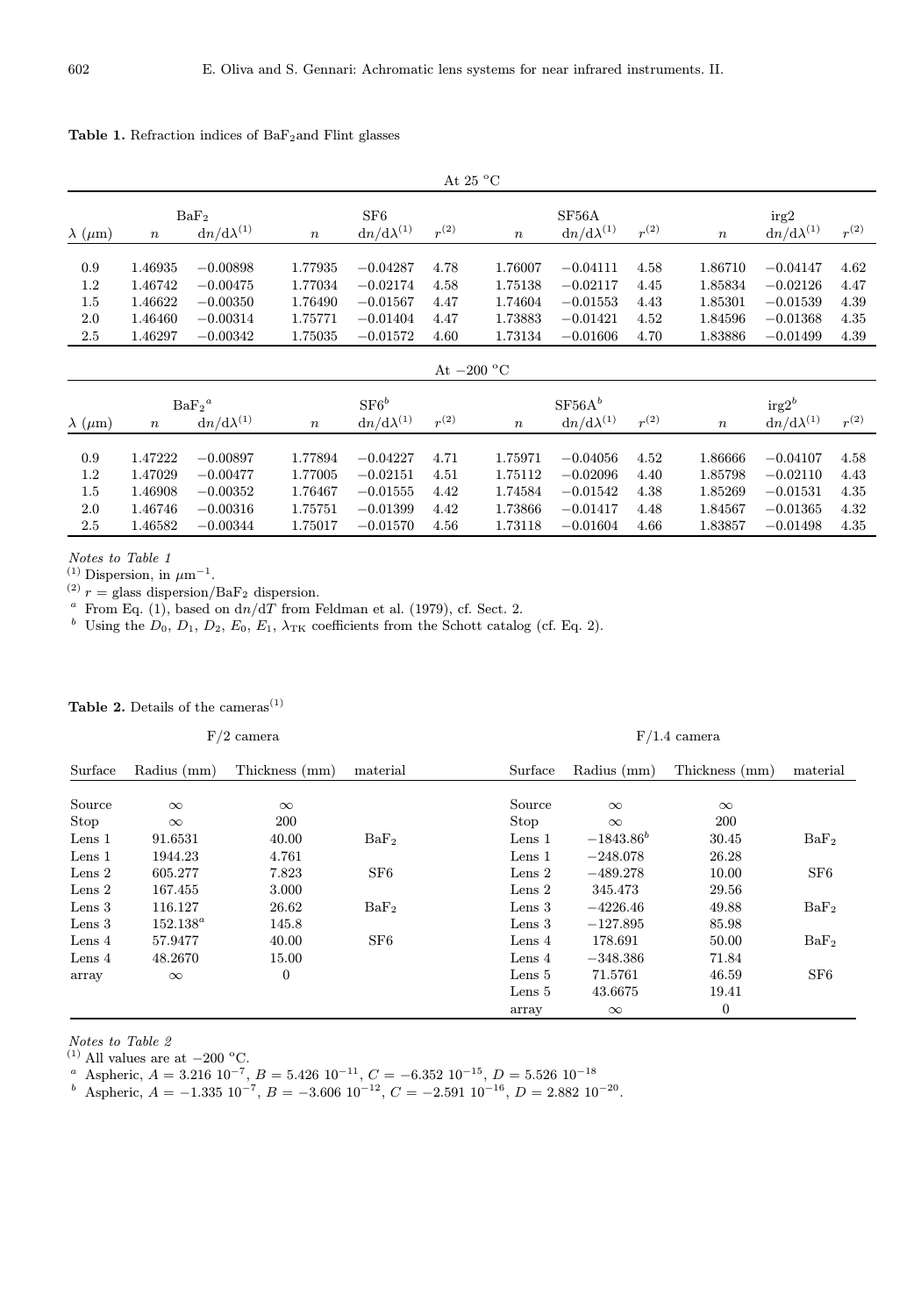**Table 1.** Refraction indices of $BaF_2$and Flint glasses

At 25 °C

| | $BaF_2$ | | SF6 | | | SF56A | | | irg2 | | |
|---|---|---|---|---|---|---|---|---|---|---|---|
| $\lambda$ ($\mu$m) | $n$ | $\mathrm{d}n/\mathrm{d}\lambda^{(1)}$ | $n$ | $\mathrm{d}n/\mathrm{d}\lambda^{(1)}$ | $r^{(2)}$ | $n$ | $\mathrm{d}n/\mathrm{d}\lambda^{(1)}$ | $r^{(2)}$ | $n$ | $\mathrm{d}n/\mathrm{d}\lambda^{(1)}$ | $r^{(2)}$ |
| 0.9 | 1.46935 | −0.00898 | 1.77935 | −0.04287 | 4.78 | 1.76007 | −0.04111 | 4.58 | 1.86710 | −0.04147 | 4.62 |
| 1.2 | 1.46742 | −0.00475 | 1.77034 | −0.02174 | 4.58 | 1.75138 | −0.02117 | 4.45 | 1.85834 | −0.02126 | 4.47 |
| 1.5 | 1.46622 | −0.00350 | 1.76490 | −0.01567 | 4.47 | 1.74604 | −0.01553 | 4.43 | 1.85301 | −0.01539 | 4.39 |
| 2.0 | 1.46460 | −0.00314 | 1.75771 | −0.01404 | 4.47 | 1.73883 | −0.01421 | 4.52 | 1.84596 | −0.01368 | 4.35 |
| 2.5 | 1.46297 | −0.00342 | 1.75035 | −0.01572 | 4.60 | 1.73134 | −0.01606 | 4.70 | 1.83886 | −0.01499 | 4.39 |

At −200 °C

| | $BaF_2$[a] | | SF6[b] | | | SF56A[b] | | | irg2[b] | | |
|---|---|---|---|---|---|---|---|---|---|---|---|
| $\lambda$ ($\mu$m) | $n$ | $\mathrm{d}n/\mathrm{d}\lambda^{(1)}$ | $n$ | $\mathrm{d}n/\mathrm{d}\lambda^{(1)}$ | $r^{(2)}$ | $n$ | $\mathrm{d}n/\mathrm{d}\lambda^{(1)}$ | $r^{(2)}$ | $n$ | $\mathrm{d}n/\mathrm{d}\lambda^{(1)}$ | $r^{(2)}$ |
| 0.9 | 1.47222 | −0.00897 | 1.77894 | −0.04227 | 4.71 | 1.75971 | −0.04056 | 4.52 | 1.86666 | −0.04107 | 4.58 |
| 1.2 | 1.47029 | −0.00477 | 1.77005 | −0.02151 | 4.51 | 1.75112 | −0.02096 | 4.40 | 1.85798 | −0.02110 | 4.43 |
| 1.5 | 1.46908 | −0.00352 | 1.76467 | −0.01555 | 4.42 | 1.74584 | −0.01542 | 4.38 | 1.85269 | −0.01531 | 4.35 |
| 2.0 | 1.46746 | −0.00316 | 1.75751 | −0.01399 | 4.42 | 1.73866 | −0.01417 | 4.48 | 1.84567 | −0.01365 | 4.32 |
| 2.5 | 1.46582 | −0.00344 | 1.75017 | −0.01570 | 4.56 | 1.73118 | −0.01604 | 4.66 | 1.83857 | −0.01498 | 4.35 |

*Notes to Table 1*

(1) Dispersion, in $\mu$m$^{-1}$.

(2) $r$ = glass dispersion/$BaF_2$ dispersion.

[a] From Eq. (1), based on $\mathrm{d}n/\mathrm{d}T$ from Feldman et al. (1979), cf. Sect. 2.

[b] Using the $D_0$, $D_1$, $D_2$, $E_0$, $E_1$, $\lambda_{\mathrm{TK}}$ coefficients from the Schott catalog (cf. Eq. 2).

**Table 2.** Details of the cameras(1)

F/2 camera

| Surface | Radius (mm) | Thickness (mm) | material |
|---|---|---|---|
| Source | $\infty$ | $\infty$ | |
| Stop | $\infty$ | 200 | |
| Lens 1 | 91.6531 | 40.00 | $BaF_2$ |
| Lens 1 | 1944.23 | 4.761 | |
| Lens 2 | 605.277 | 7.823 | SF6 |
| Lens 2 | 167.455 | 3.000 | |
| Lens 3 | 116.127 | 26.62 | $BaF_2$ |
| Lens 3 | 152.138[a] | 145.8 | |
| Lens 4 | 57.9477 | 40.00 | SF6 |
| Lens 4 | 48.2670 | 15.00 | |
| array | $\infty$ | 0 | |

F/1.4 camera

| Surface | Radius (mm) | Thickness (mm) | material |
|---|---|---|---|
| Source | $\infty$ | $\infty$ | |
| Stop | $\infty$ | 200 | |
| Lens 1 | −1843.86[b] | 30.45 | $BaF_2$ |
| Lens 1 | −248.078 | 26.28 | |
| Lens 2 | −489.278 | 10.00 | SF6 |
| Lens 2 | 345.473 | 29.56 | |
| Lens 3 | −4226.46 | 49.88 | $BaF_2$ |
| Lens 3 | −127.895 | 85.98 | |
| Lens 4 | 178.691 | 50.00 | $BaF_2$ |
| Lens 4 | −348.386 | 71.84 | |
| Lens 5 | 71.5761 | 46.59 | SF6 |
| Lens 5 | 43.6675 | 19.41 | |
| array | $\infty$ | 0 | |

*Notes to Table 2*

(1) All values are at −200 °C.

[a] Aspheric, $A = 3.216\ 10^{-7}$, $B = 5.426\ 10^{-11}$, $C = -6.352\ 10^{-15}$, $D = 5.526\ 10^{-18}$

[b] Aspheric, $A = -1.335\ 10^{-7}$, $B = -3.606\ 10^{-12}$, $C = -2.591\ 10^{-16}$, $D = 2.882\ 10^{-20}$.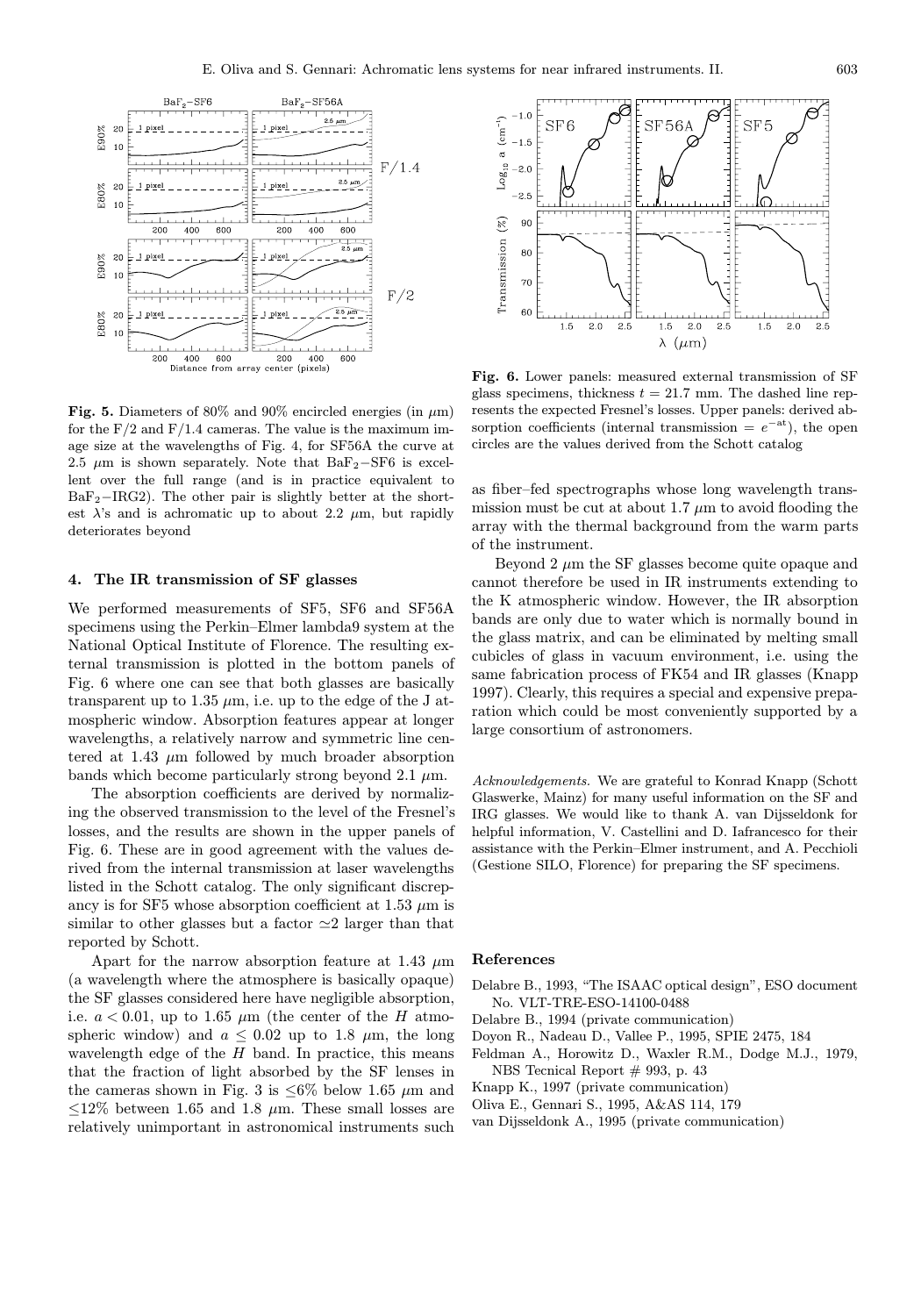BaF$_2$−SF6

BaF$_2$−SF56A

E90%

E80%

20

10

1 pixel

2.5 $\mu$m

F/1.4

F/2

200 400 600

Distance from array center (pixels)

**Fig. 5.** Diameters of 80% and 90% encircled energies (in $\mu$m) for the F/2 and F/1.4 cameras. The value is the maximum image size at the wavelengths of Fig. 4, for SF56A the curve at 2.5 $\mu$m is shown separately. Note that BaF$_2$−SF6 is excellent over the full range (and is in practice equivalent to BaF$_2$−IRG2). The other pair is slightly better at the shortest $\lambda$'s and is achromatic up to about 2.2 $\mu$m, but rapidly deteriorates beyond

## 4. The IR transmission of SF glasses

We performed measurements of SF5, SF6 and SF56A specimens using the Perkin–Elmer lambda9 system at the National Optical Institute of Florence. The resulting external transmission is plotted in the bottom panels of Fig. 6 where one can see that both glasses are basically transparent up to 1.35 $\mu$m, i.e. up to the edge of the J atmospheric window. Absorption features appear at longer wavelengths, a relatively narrow and symmetric line centered at 1.43 $\mu$m followed by much broader absorption bands which become particularly strong beyond 2.1 $\mu$m.

The absorption coefficients are derived by normalizing the observed transmission to the level of the Fresnel's losses, and the results are shown in the upper panels of Fig. 6. These are in good agreement with the values derived from the internal transmission at laser wavelengths listed in the Schott catalog. The only significant discrepancy is for SF5 whose absorption coefficient at 1.53 $\mu$m is similar to other glasses but a factor $\simeq$2 larger than that reported by Schott.

Apart for the narrow absorption feature at 1.43 $\mu$m (a wavelength where the atmosphere is basically opaque) the SF glasses considered here have negligible absorption, i.e. $a < 0.01$, up to 1.65 $\mu$m (the center of the $H$ atmospheric window) and $a \leq 0.02$ up to 1.8 $\mu$m, the long wavelength edge of the $H$ band. In practice, this means that the fraction of light absorbed by the SF lenses in the cameras shown in Fig. 3 is $\leq$6% below 1.65 $\mu$m and $\leq$12% between 1.65 and 1.8 $\mu$m. These small losses are relatively unimportant in astronomical instruments such as fiber–fed spectrographs whose long wavelength transmission must be cut at about 1.7 $\mu$m to avoid flooding the array with the thermal background from the warm parts of the instrument.

Beyond 2 $\mu$m the SF glasses become quite opaque and cannot therefore be used in IR instruments extending to the K atmospheric window. However, the IR absorption bands are only due to water which is normally bound in the glass matrix, and can be eliminated by melting small cubicles of glass in vacuum environment, i.e. using the same fabrication process of FK54 and IR glasses (Knapp 1997). Clearly, this requires a special and expensive preparation which could be most conveniently supported by a large consortium of astronomers.

SF6 SF56A SF5

Log$_{10}$ a (cm$^{-1}$)

−1.0 −1.5 −2.0 −2.5

Transmission (%)

90 80 70 60

1.5 2.0 2.5

$\lambda$ ($\mu$m)

**Fig. 6.** Lower panels: measured external transmission of SF glass specimens, thickness $t$ = 21.7 mm. The dashed line represents the expected Fresnel's losses. Upper panels: derived absorption coefficients (internal transmission = $e^{-at}$), the open circles are the values derived from the Schott catalog

*Acknowledgements.* We are grateful to Konrad Knapp (Schott Glaswerke, Mainz) for many useful information on the SF and IRG glasses. We would like to thank A. van Dijsseldonk for helpful information, V. Castellini and D. Iafrancesco for their assistance with the Perkin–Elmer instrument, and A. Pecchioli (Gestione SILO, Florence) for preparing the SF specimens.

## References

Delabre B., 1993, "The ISAAC optical design", ESO document No. VLT-TRE-ESO-14100-0488

Delabre B., 1994 (private communication)

Doyon R., Nadeau D., Vallee P., 1995, SPIE 2475, 184

Feldman A., Horowitz D., Waxler R.M., Dodge M.J., 1979, NBS Tecnical Report # 993, p. 43

Knapp K., 1997 (private communication)

Oliva E., Gennari S., 1995, A&AS 114, 179

van Dijsseldonk A., 1995 (private communication)